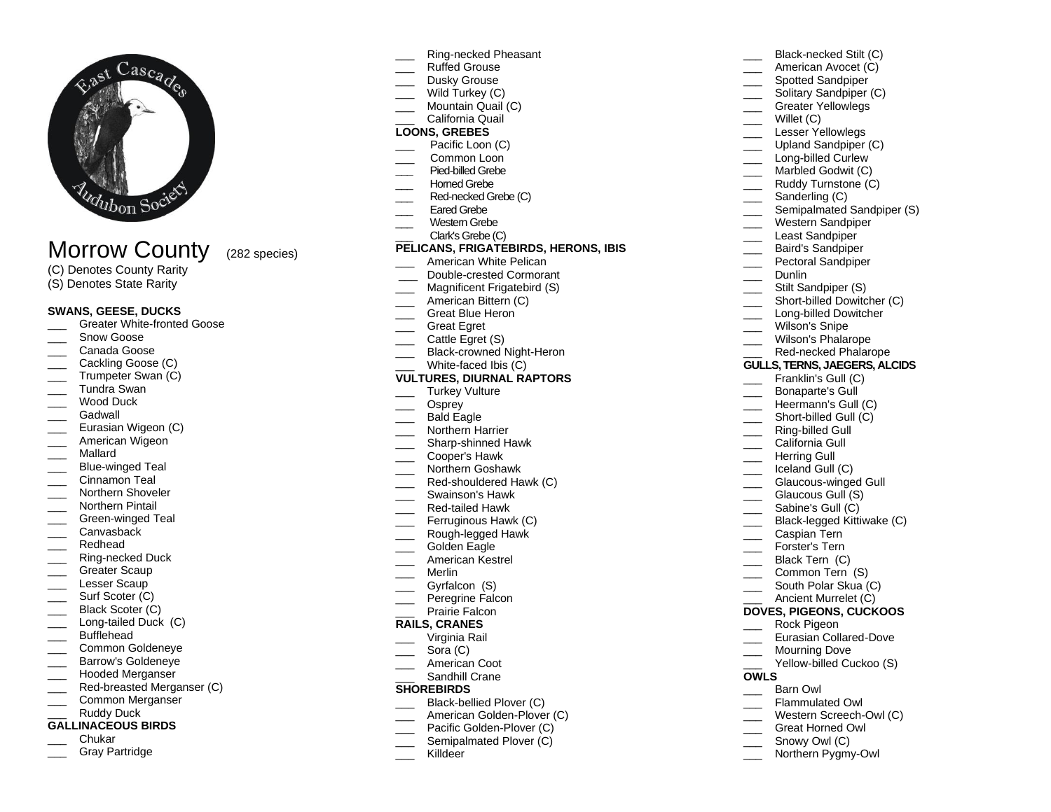East Cascades Audubon Society

# Morrow County (282 species)

(C) Denotes County Rarity
(S) Denotes State Rarity

**SWANS, GEESE, DUCKS**

- ___ Greater White-fronted Goose
- ___ Snow Goose
- ___ Canada Goose
- ___ Cackling Goose (C)
- ___ Trumpeter Swan (C)
- ___ Tundra Swan
- ___ Wood Duck
- ___ Gadwall
- ___ Eurasian Wigeon (C)
- ___ American Wigeon
- ___ Mallard
- ___ Blue-winged Teal
- ___ Cinnamon Teal
- ___ Northern Shoveler
- ___ Northern Pintail
- ___ Green-winged Teal
- ___ Canvasback
- ___ Redhead
- ___ Ring-necked Duck
- ___ Greater Scaup
- ___ Lesser Scaup
- ___ Surf Scoter (C)
- ___ Black Scoter (C)
- ___ Long-tailed Duck (C)
- ___ Bufflehead
- ___ Common Goldeneye
- ___ Barrow's Goldeneye
- ___ Hooded Merganser
- ___ Red-breasted Merganser (C)
- ___ Common Merganser
- ___ Ruddy Duck

**GALLINACEOUS BIRDS**

- ___ Chukar
- ___ Gray Partridge
- ___ Ring-necked Pheasant
- ___ Ruffed Grouse
- ___ Dusky Grouse
- ___ Wild Turkey (C)
- ___ Mountain Quail (C)
- ___ California Quail

**LOONS, GREBES**

- ___ Pacific Loon (C)
- ___ Common Loon
- ___ Pied-billed Grebe
- ___ Horned Grebe
- ___ Red-necked Grebe (C)
- ___ Eared Grebe
- ___ Western Grebe
- ___ Clark's Grebe (C)

**PELICANS, FRIGATEBIRDS, HERONS, IBIS**

- ___ American White Pelican
- ___ Double-crested Cormorant
- ___ Magnificent Frigatebird (S)
- ___ American Bittern (C)
- ___ Great Blue Heron
- ___ Great Egret
- ___ Cattle Egret (S)
- ___ Black-crowned Night-Heron
- ___ White-faced Ibis (C)

**VULTURES, DIURNAL RAPTORS**

- ___ Turkey Vulture
- ___ Osprey
- ___ Bald Eagle
- ___ Northern Harrier
- ___ Sharp-shinned Hawk
- ___ Cooper's Hawk
- ___ Northern Goshawk
- ___ Red-shouldered Hawk (C)
- ___ Swainson's Hawk
- ___ Red-tailed Hawk
- ___ Ferruginous Hawk (C)
- ___ Rough-legged Hawk
- ___ Golden Eagle
- ___ American Kestrel
- ___ Merlin
- ___ Gyrfalcon (S)
- ___ Peregrine Falcon
- ___ Prairie Falcon

**RAILS, CRANES**

- ___ Virginia Rail
- ___ Sora (C)
- ___ American Coot
- ___ Sandhill Crane

**SHOREBIRDS**

- ___ Black-bellied Plover (C)
- ___ American Golden-Plover (C)
- ___ Pacific Golden-Plover (C)
- ___ Semipalmated Plover (C)
- ___ Killdeer
- ___ Black-necked Stilt (C)
- ___ American Avocet (C)
- ___ Spotted Sandpiper
- ___ Solitary Sandpiper (C)
- ___ Greater Yellowlegs
- ___ Willet (C)
- ___ Lesser Yellowlegs
- ___ Upland Sandpiper (C)
- ___ Long-billed Curlew
- ___ Marbled Godwit (C)
- ___ Ruddy Turnstone (C)
- ___ Sanderling (C)
- ___ Semipalmated Sandpiper (S)
- ___ Western Sandpiper
- ___ Least Sandpiper
- ___ Baird's Sandpiper
- ___ Pectoral Sandpiper
- ___ Dunlin
- ___ Stilt Sandpiper (S)
- ___ Short-billed Dowitcher (C)
- ___ Long-billed Dowitcher
- ___ Wilson's Snipe
- ___ Wilson's Phalarope
- ___ Red-necked Phalarope

**GULLS, TERNS, JAEGERS, ALCIDS**

- ___ Franklin's Gull (C)
- ___ Bonaparte's Gull
- ___ Heermann's Gull (C)
- ___ Short-billed Gull (C)
- ___ Ring-billed Gull
- ___ California Gull
- ___ Herring Gull
- ___ Iceland Gull (C)
- ___ Glaucous-winged Gull
- ___ Glaucous Gull (S)
- ___ Sabine's Gull (C)
- ___ Black-legged Kittiwake (C)
- ___ Caspian Tern
- ___ Forster's Tern
- ___ Black Tern (C)
- ___ Common Tern (S)
- ___ South Polar Skua (C)
- ___ Ancient Murrelet (C)

**DOVES, PIGEONS, CUCKOOS**

- ___ Rock Pigeon
- ___ Eurasian Collared-Dove
- ___ Mourning Dove
- ___ Yellow-billed Cuckoo (S)

**OWLS**

- ___ Barn Owl
- ___ Flammulated Owl
- ___ Western Screech-Owl (C)
- ___ Great Horned Owl
- ___ Snowy Owl (C)
- ___ Northern Pygmy-Owl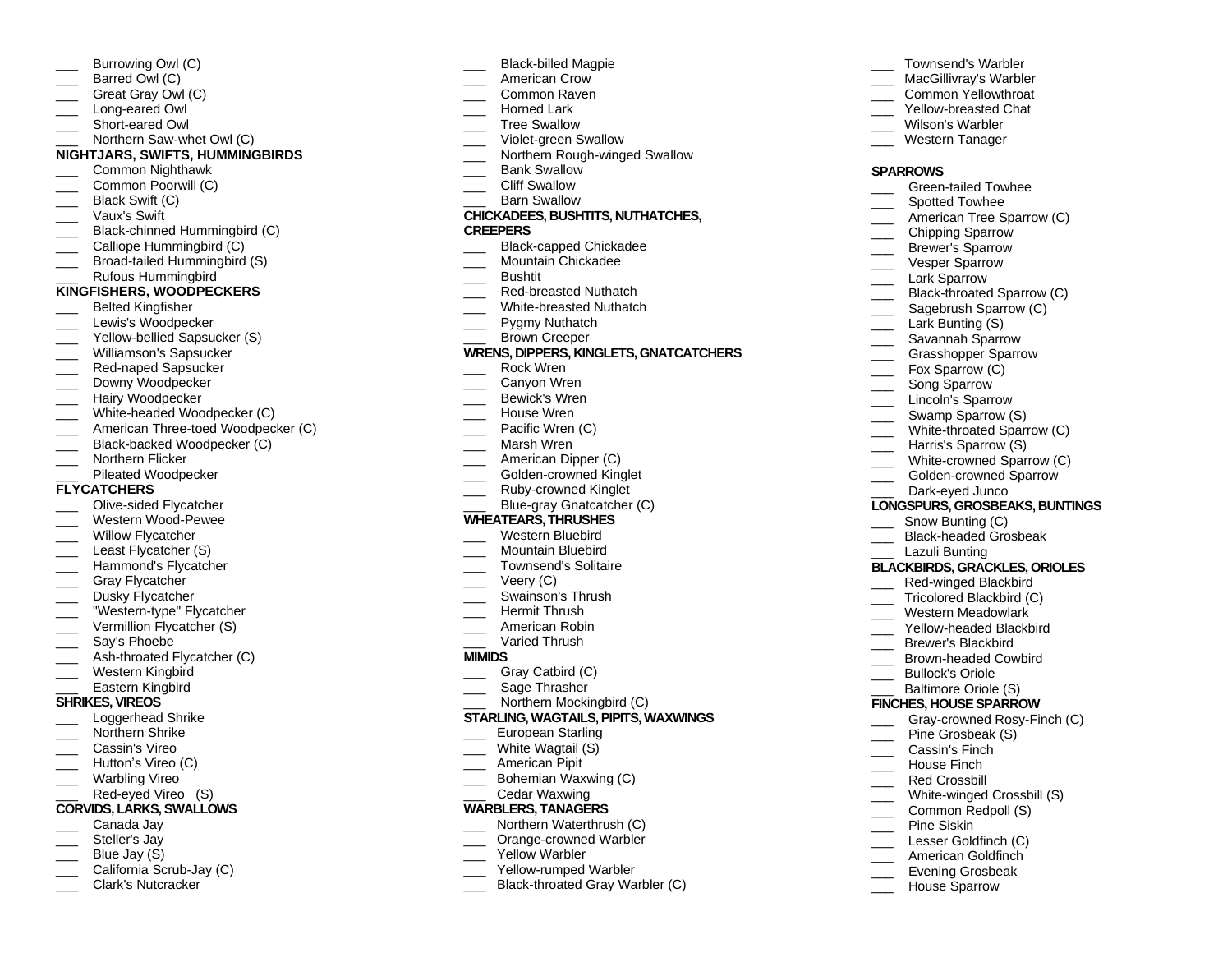- ___ Burrowing Owl (C)
- ___ Barred Owl (C)
- ___ Great Gray Owl (C)
- ___ Long-eared Owl
- ___ Short-eared Owl
- ___ Northern Saw-whet Owl (C)

**NIGHTJARS, SWIFTS, HUMMINGBIRDS**

- ___ Common Nighthawk
- ___ Common Poorwill (C)
- ___ Black Swift (C)
- ___ Vaux's Swift
- ___ Black-chinned Hummingbird (C)
- ___ Calliope Hummingbird (C)
- ___ Broad-tailed Hummingbird (S)
- ___ Rufous Hummingbird

**KINGFISHERS, WOODPECKERS**

- ___ Belted Kingfisher
- ___ Lewis's Woodpecker
- ___ Yellow-bellied Sapsucker (S)
- ___ Williamson's Sapsucker
- ___ Red-naped Sapsucker
- ___ Downy Woodpecker
- ___ Hairy Woodpecker
- ___ White-headed Woodpecker (C)
- ___ American Three-toed Woodpecker (C)
- ___ Black-backed Woodpecker (C)
- ___ Northern Flicker
- ___ Pileated Woodpecker

**FLYCATCHERS**

- ___ Olive-sided Flycatcher
- ___ Western Wood-Pewee
- ___ Willow Flycatcher
- ___ Least Flycatcher (S)
- ___ Hammond's Flycatcher
- ___ Gray Flycatcher
- ___ Dusky Flycatcher
- ___ "Western-type" Flycatcher
- ___ Vermillion Flycatcher (S)
- ___ Say's Phoebe
- ___ Ash-throated Flycatcher (C)
- ___ Western Kingbird
- ___ Eastern Kingbird

**SHRIKES, VIREOS**

- ___ Loggerhead Shrike
- ___ Northern Shrike
- ___ Cassin's Vireo
- ___ Hutton's Vireo (C)
- ___ Warbling Vireo
- ___ Red-eyed Vireo (S)

**CORVIDS, LARKS, SWALLOWS**

- ___ Canada Jay
- ___ Steller's Jay
- ___ Blue Jay (S)
- ___ California Scrub-Jay (C)
- ___ Clark's Nutcracker
- ___ Black-billed Magpie
- ___ American Crow
- ___ Common Raven
- ___ Horned Lark
- ___ Tree Swallow
- ___ Violet-green Swallow
- ___ Northern Rough-winged Swallow
- ___ Bank Swallow
- ___ Cliff Swallow
- ___ Barn Swallow

**CHICKADEES, BUSHTITS, NUTHATCHES, CREEPERS**

- ___ Black-capped Chickadee
- ___ Mountain Chickadee
- ___ Bushtit
- ___ Red-breasted Nuthatch
- ___ White-breasted Nuthatch
- ___ Pygmy Nuthatch
- ___ Brown Creeper

**WRENS, DIPPERS, KINGLETS, GNATCATCHERS**

- ___ Rock Wren
- ___ Canyon Wren
- ___ Bewick's Wren
- ___ House Wren
- ___ Pacific Wren (C)
- ___ Marsh Wren
- ___ American Dipper (C)
- ___ Golden-crowned Kinglet
- ___ Ruby-crowned Kinglet
- ___ Blue-gray Gnatcatcher (C)

**WHEATEARS, THRUSHES**

- ___ Western Bluebird
- ___ Mountain Bluebird
- ___ Townsend's Solitaire
- ___ Veery (C)
- ___ Swainson's Thrush
- ___ Hermit Thrush
- ___ American Robin
- ___ Varied Thrush

**MIMIDS**

- ___ Gray Catbird (C)
- ___ Sage Thrasher
- ___ Northern Mockingbird (C)

**STARLING, WAGTAILS, PIPITS, WAXWINGS**

- ___ European Starling
- ___ White Wagtail (S)
- ___ American Pipit
- ___ Bohemian Waxwing (C)
- ___ Cedar Waxwing

**WARBLERS, TANAGERS**

- ___ Northern Waterthrush (C)
- ___ Orange-crowned Warbler
- ___ Yellow Warbler
- ___ Yellow-rumped Warbler
- ___ Black-throated Gray Warbler (C)
- ___ Townsend's Warbler
- ___ MacGillivray's Warbler
- ___ Common Yellowthroat
- ___ Yellow-breasted Chat
- ___ Wilson's Warbler
- ___ Western Tanager

**SPARROWS**

- ___ Green-tailed Towhee
- ___ Spotted Towhee
- ___ American Tree Sparrow (C)
- ___ Chipping Sparrow
- ___ Brewer's Sparrow
- ___ Vesper Sparrow
- ___ Lark Sparrow
- ___ Black-throated Sparrow (C)
- ___ Sagebrush Sparrow (C)
- ___ Lark Bunting (S)
- ___ Savannah Sparrow
- ___ Grasshopper Sparrow
- ___ Fox Sparrow (C)
- ___ Song Sparrow
- ___ Lincoln's Sparrow
- ___ Swamp Sparrow (S)
- ___ White-throated Sparrow (C)
- ___ Harris's Sparrow (S)
- ___ White-crowned Sparrow (C)
- ___ Golden-crowned Sparrow
- ___ Dark-eyed Junco

**LONGSPURS, GROSBEAKS, BUNTINGS**

- ___ Snow Bunting (C)
- ___ Black-headed Grosbeak
- ___ Lazuli Bunting

**BLACKBIRDS, GRACKLES, ORIOLES**

- ___ Red-winged Blackbird
- ___ Tricolored Blackbird (C)
- ___ Western Meadowlark
- ___ Yellow-headed Blackbird
- ___ Brewer's Blackbird
- ___ Brown-headed Cowbird
- ___ Bullock's Oriole
- ___ Baltimore Oriole (S)

**FINCHES, HOUSE SPARROW**

- ___ Gray-crowned Rosy-Finch (C)
- ___ Pine Grosbeak (S)
- ___ Cassin's Finch
- ___ House Finch
- ___ Red Crossbill
- ___ White-winged Crossbill (S)
- ___ Common Redpoll (S)
- ___ Pine Siskin
- ___ Lesser Goldfinch (C)
- ___ American Goldfinch
- ___ Evening Grosbeak
- ___ House Sparrow